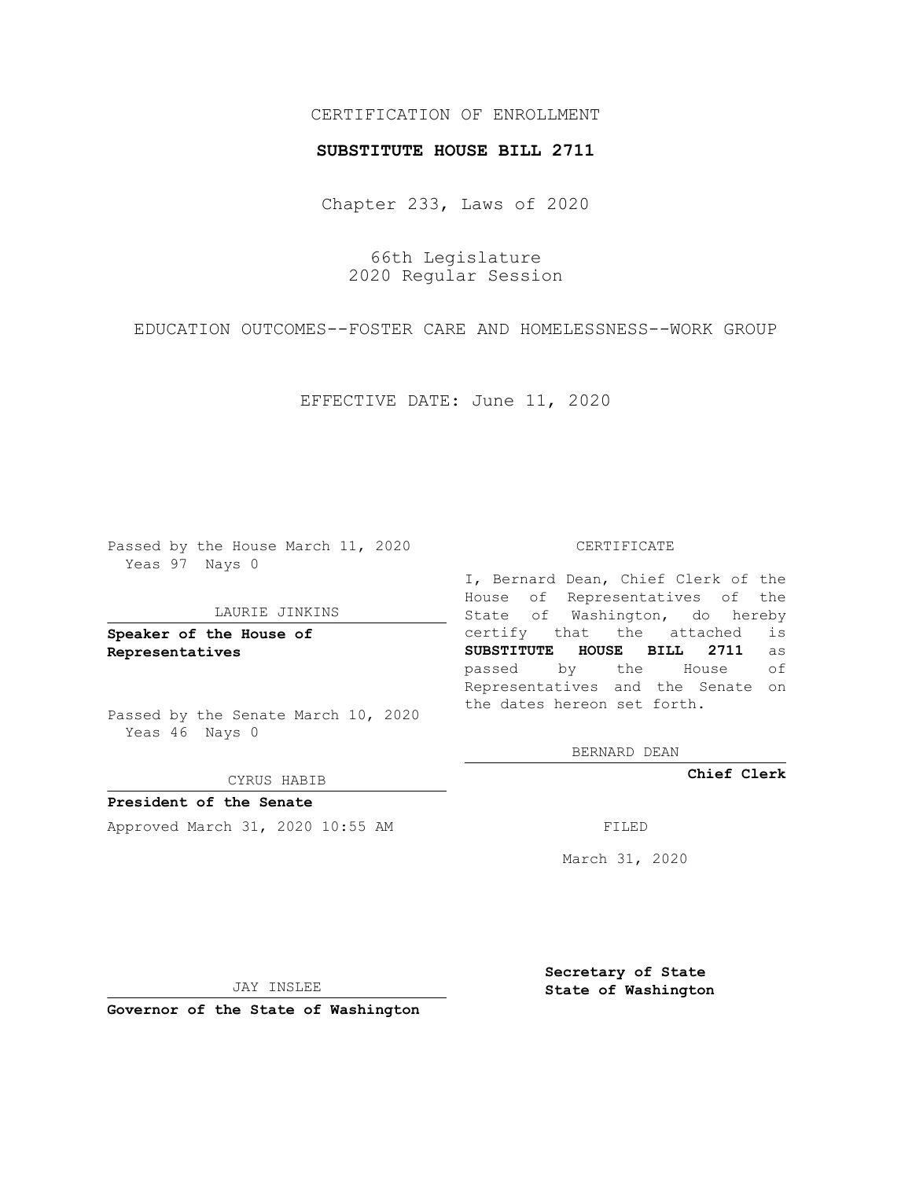CERTIFICATION OF ENROLLMENT

**SUBSTITUTE HOUSE BILL 2711**

Chapter 233, Laws of 2020

66th Legislature
2020 Regular Session

EDUCATION OUTCOMES--FOSTER CARE AND HOMELESSNESS--WORK GROUP

EFFECTIVE DATE: June 11, 2020

Passed by the House March 11, 2020
Yeas 97 Nays 0

LAURIE JINKINS

**Speaker of the House of Representatives**

Passed by the Senate March 10, 2020
Yeas 46 Nays 0

CYRUS HABIB

**President of the Senate**

Approved March 31, 2020 10:55 AM

JAY INSLEE

**Governor of the State of Washington**

CERTIFICATE

I, Bernard Dean, Chief Clerk of the House of Representatives of the State of Washington, do hereby certify that the attached is **SUBSTITUTE HOUSE BILL 2711** as passed by the House of Representatives and the Senate on the dates hereon set forth.

BERNARD DEAN

**Chief Clerk**

FILED

March 31, 2020

**Secretary of State State of Washington**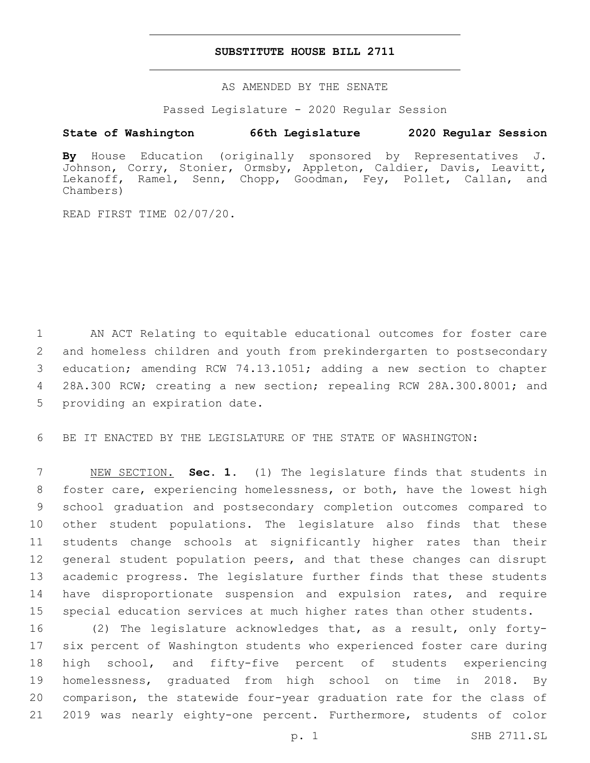# SUBSTITUTE HOUSE BILL 2711

AS AMENDED BY THE SENATE

Passed Legislature - 2020 Regular Session

**State of Washington 66th Legislature 2020 Regular Session**

**By** House Education (originally sponsored by Representatives J. Johnson, Corry, Stonier, Ormsby, Appleton, Caldier, Davis, Leavitt, Lekanoff, Ramel, Senn, Chopp, Goodman, Fey, Pollet, Callan, and Chambers)

READ FIRST TIME 02/07/20.

AN ACT Relating to equitable educational outcomes for foster care and homeless children and youth from prekindergarten to postsecondary education; amending RCW 74.13.1051; adding a new section to chapter 28A.300 RCW; creating a new section; repealing RCW 28A.300.8001; and providing an expiration date.

BE IT ENACTED BY THE LEGISLATURE OF THE STATE OF WASHINGTON:

NEW SECTION. **Sec. 1.** (1) The legislature finds that students in foster care, experiencing homelessness, or both, have the lowest high school graduation and postsecondary completion outcomes compared to other student populations. The legislature also finds that these students change schools at significantly higher rates than their general student population peers, and that these changes can disrupt academic progress. The legislature further finds that these students have disproportionate suspension and expulsion rates, and require special education services at much higher rates than other students.

(2) The legislature acknowledges that, as a result, only forty-six percent of Washington students who experienced foster care during high school, and fifty-five percent of students experiencing homelessness, graduated from high school on time in 2018. By comparison, the statewide four-year graduation rate for the class of 2019 was nearly eighty-one percent. Furthermore, students of color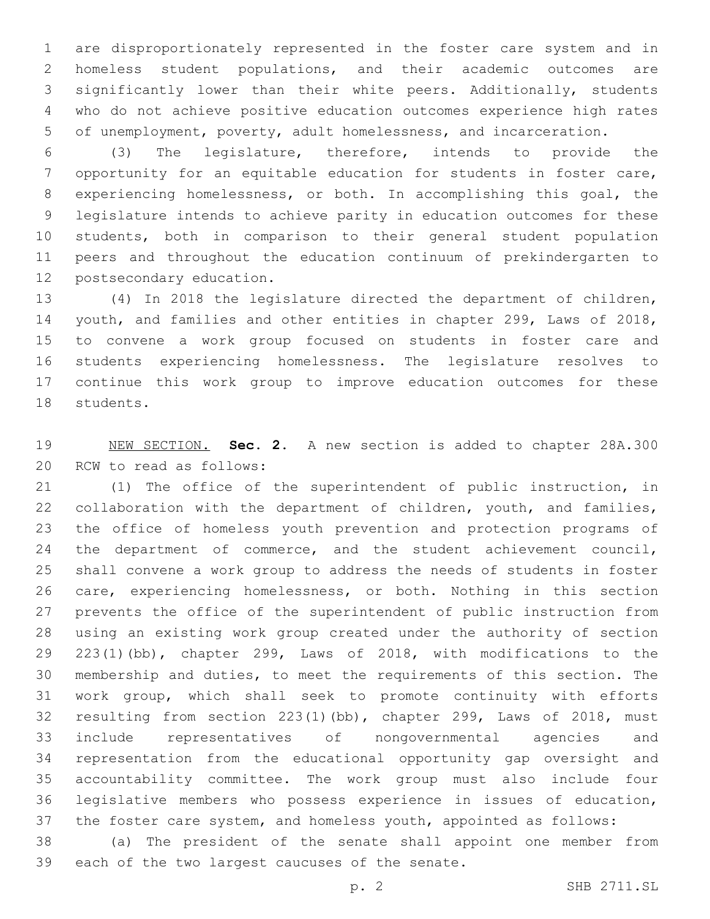are disproportionately represented in the foster care system and in homeless student populations, and their academic outcomes are significantly lower than their white peers. Additionally, students who do not achieve positive education outcomes experience high rates of unemployment, poverty, adult homelessness, and incarceration.

(3) The legislature, therefore, intends to provide the opportunity for an equitable education for students in foster care, experiencing homelessness, or both. In accomplishing this goal, the legislature intends to achieve parity in education outcomes for these students, both in comparison to their general student population peers and throughout the education continuum of prekindergarten to postsecondary education.

(4) In 2018 the legislature directed the department of children, youth, and families and other entities in chapter 299, Laws of 2018, to convene a work group focused on students in foster care and students experiencing homelessness. The legislature resolves to continue this work group to improve education outcomes for these students.

NEW SECTION. **Sec. 2.** A new section is added to chapter 28A.300 RCW to read as follows:

(1) The office of the superintendent of public instruction, in collaboration with the department of children, youth, and families, the office of homeless youth prevention and protection programs of the department of commerce, and the student achievement council, shall convene a work group to address the needs of students in foster care, experiencing homelessness, or both. Nothing in this section prevents the office of the superintendent of public instruction from using an existing work group created under the authority of section 223(1)(bb), chapter 299, Laws of 2018, with modifications to the membership and duties, to meet the requirements of this section. The work group, which shall seek to promote continuity with efforts resulting from section 223(1)(bb), chapter 299, Laws of 2018, must include representatives of nongovernmental agencies and representation from the educational opportunity gap oversight and accountability committee. The work group must also include four legislative members who possess experience in issues of education, the foster care system, and homeless youth, appointed as follows:

(a) The president of the senate shall appoint one member from each of the two largest caucuses of the senate.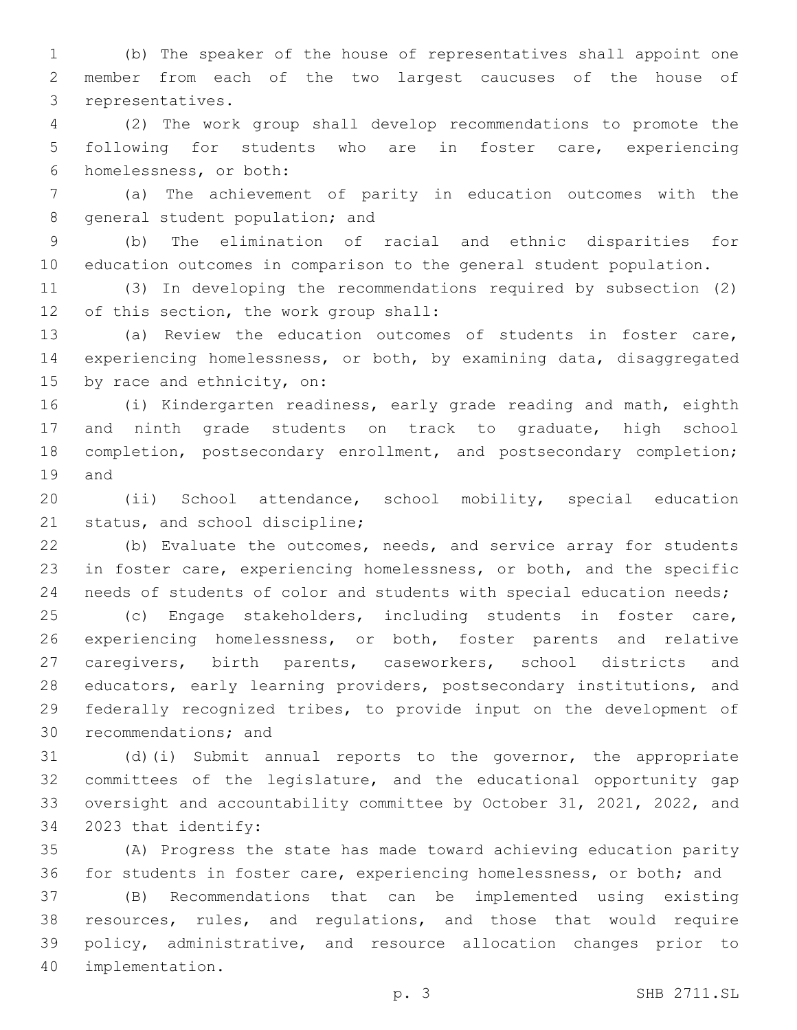(b) The speaker of the house of representatives shall appoint one member from each of the two largest caucuses of the house of representatives.

(2) The work group shall develop recommendations to promote the following for students who are in foster care, experiencing homelessness, or both:

(a) The achievement of parity in education outcomes with the general student population; and

(b) The elimination of racial and ethnic disparities for education outcomes in comparison to the general student population.

(3) In developing the recommendations required by subsection (2) of this section, the work group shall:

(a) Review the education outcomes of students in foster care, experiencing homelessness, or both, by examining data, disaggregated by race and ethnicity, on:

(i) Kindergarten readiness, early grade reading and math, eighth and ninth grade students on track to graduate, high school completion, postsecondary enrollment, and postsecondary completion; and

(ii) School attendance, school mobility, special education status, and school discipline;

(b) Evaluate the outcomes, needs, and service array for students in foster care, experiencing homelessness, or both, and the specific needs of students of color and students with special education needs;

(c) Engage stakeholders, including students in foster care, experiencing homelessness, or both, foster parents and relative caregivers, birth parents, caseworkers, school districts and educators, early learning providers, postsecondary institutions, and federally recognized tribes, to provide input on the development of recommendations; and

(d)(i) Submit annual reports to the governor, the appropriate committees of the legislature, and the educational opportunity gap oversight and accountability committee by October 31, 2021, 2022, and 2023 that identify:

(A) Progress the state has made toward achieving education parity for students in foster care, experiencing homelessness, or both; and

(B) Recommendations that can be implemented using existing resources, rules, and regulations, and those that would require policy, administrative, and resource allocation changes prior to implementation.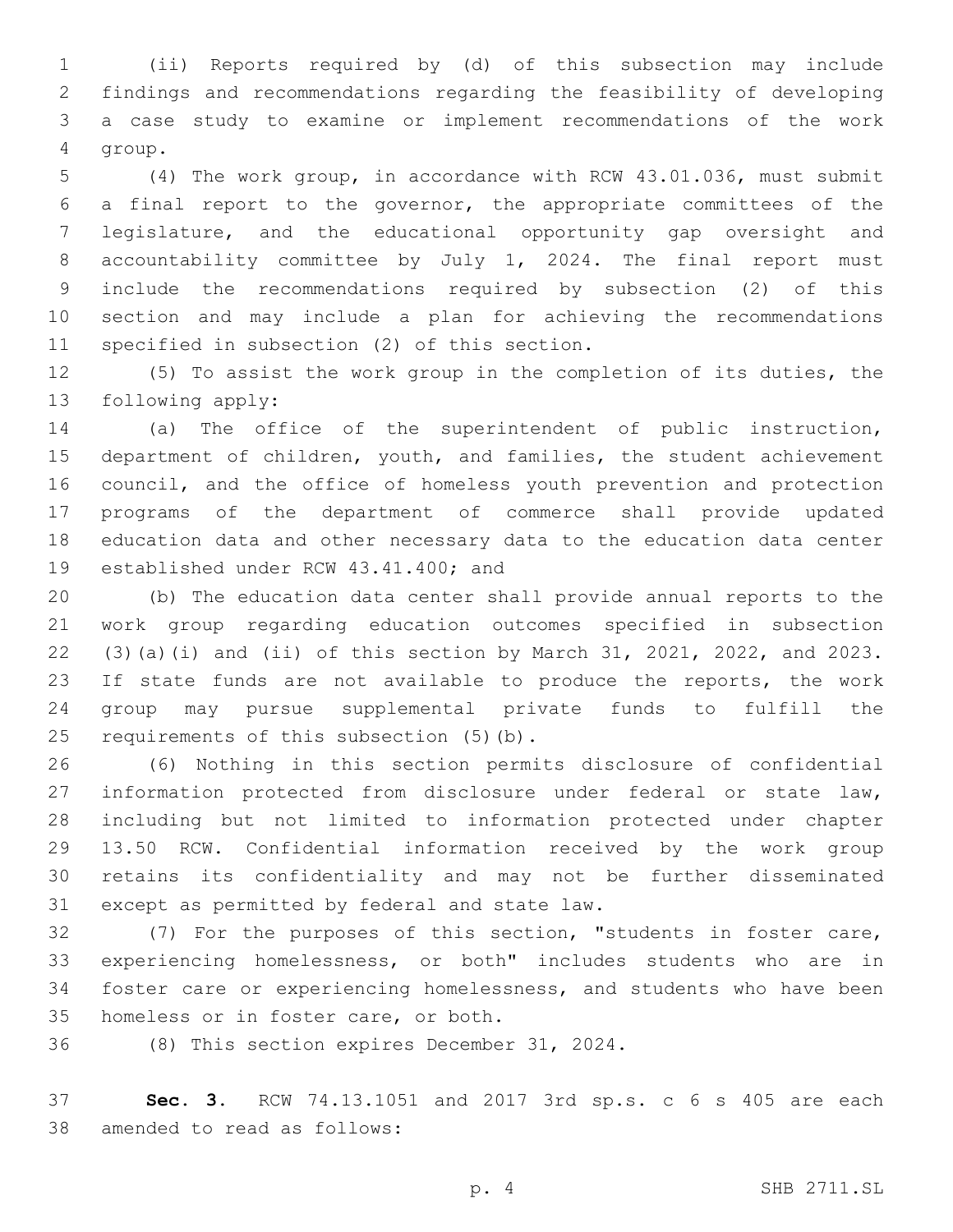(ii) Reports required by (d) of this subsection may include findings and recommendations regarding the feasibility of developing a case study to examine or implement recommendations of the work group.

(4) The work group, in accordance with RCW 43.01.036, must submit a final report to the governor, the appropriate committees of the legislature, and the educational opportunity gap oversight and accountability committee by July 1, 2024. The final report must include the recommendations required by subsection (2) of this section and may include a plan for achieving the recommendations specified in subsection (2) of this section.

(5) To assist the work group in the completion of its duties, the following apply:

(a) The office of the superintendent of public instruction, department of children, youth, and families, the student achievement council, and the office of homeless youth prevention and protection programs of the department of commerce shall provide updated education data and other necessary data to the education data center established under RCW 43.41.400; and

(b) The education data center shall provide annual reports to the work group regarding education outcomes specified in subsection (3)(a)(i) and (ii) of this section by March 31, 2021, 2022, and 2023. If state funds are not available to produce the reports, the work group may pursue supplemental private funds to fulfill the requirements of this subsection (5)(b).

(6) Nothing in this section permits disclosure of confidential information protected from disclosure under federal or state law, including but not limited to information protected under chapter 13.50 RCW. Confidential information received by the work group retains its confidentiality and may not be further disseminated except as permitted by federal and state law.

(7) For the purposes of this section, "students in foster care, experiencing homelessness, or both" includes students who are in foster care or experiencing homelessness, and students who have been homeless or in foster care, or both.

(8) This section expires December 31, 2024.

**Sec. 3.** RCW 74.13.1051 and 2017 3rd sp.s. c 6 s 405 are each amended to read as follows: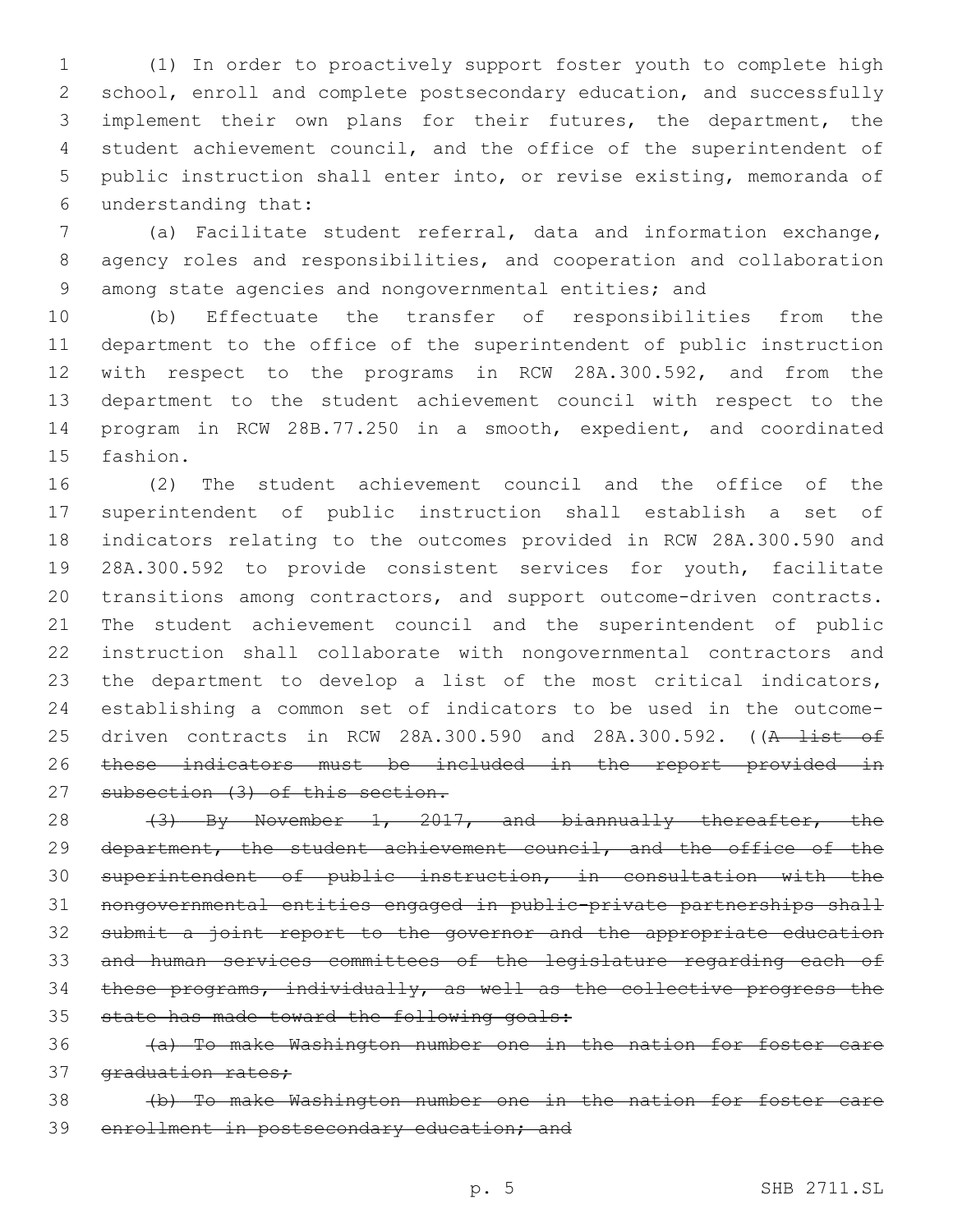(1) In order to proactively support foster youth to complete high school, enroll and complete postsecondary education, and successfully implement their own plans for their futures, the department, the student achievement council, and the office of the superintendent of public instruction shall enter into, or revise existing, memoranda of understanding that:

(a) Facilitate student referral, data and information exchange, agency roles and responsibilities, and cooperation and collaboration among state agencies and nongovernmental entities; and

(b) Effectuate the transfer of responsibilities from the department to the office of the superintendent of public instruction with respect to the programs in RCW 28A.300.592, and from the department to the student achievement council with respect to the program in RCW 28B.77.250 in a smooth, expedient, and coordinated fashion.

(2) The student achievement council and the office of the superintendent of public instruction shall establish a set of indicators relating to the outcomes provided in RCW 28A.300.590 and 28A.300.592 to provide consistent services for youth, facilitate transitions among contractors, and support outcome-driven contracts. The student achievement council and the superintendent of public instruction shall collaborate with nongovernmental contractors and the department to develop a list of the most critical indicators, establishing a common set of indicators to be used in the outcome-driven contracts in RCW 28A.300.590 and 28A.300.592. ((~~A list of these indicators must be included in the report provided in subsection (3) of this section.~~

~~(3) By November 1, 2017, and biannually thereafter, the department, the student achievement council, and the office of the superintendent of public instruction, in consultation with the nongovernmental entities engaged in public-private partnerships shall submit a joint report to the governor and the appropriate education and human services committees of the legislature regarding each of these programs, individually, as well as the collective progress the state has made toward the following goals:~~

~~(a) To make Washington number one in the nation for foster care graduation rates;~~

~~(b) To make Washington number one in the nation for foster care enrollment in postsecondary education; and~~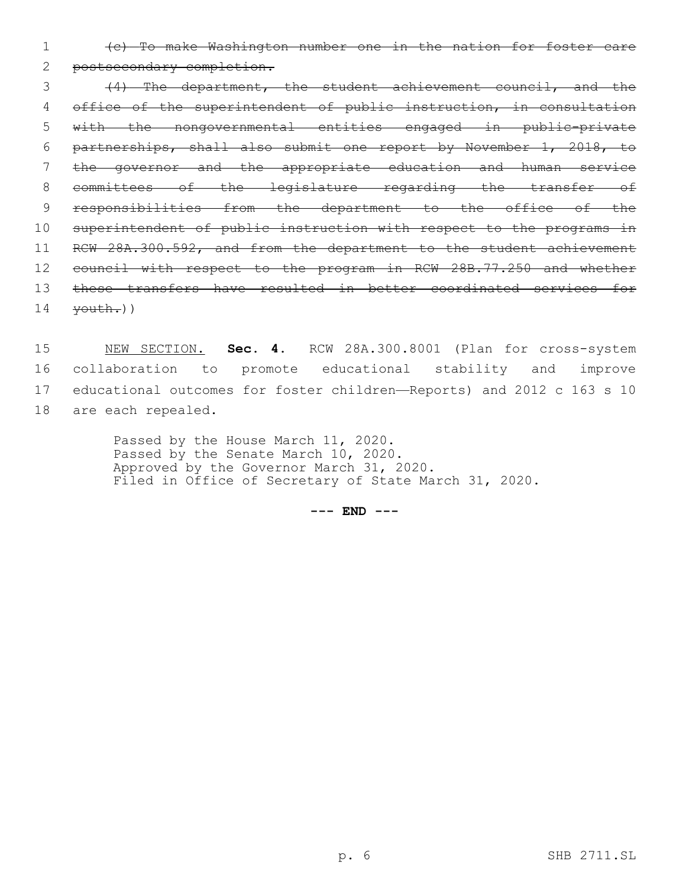~~(c) To make Washington number one in the nation for foster care postsecondary completion.~~

~~(4) The department, the student achievement council, and the office of the superintendent of public instruction, in consultation with the nongovernmental entities engaged in public-private partnerships, shall also submit one report by November 1, 2018, to the governor and the appropriate education and human service committees of the legislature regarding the transfer of responsibilities from the department to the office of the superintendent of public instruction with respect to the programs in RCW 28A.300.592, and from the department to the student achievement council with respect to the program in RCW 28B.77.250 and whether these transfers have resulted in better coordinated services for youth.~~))

NEW SECTION. **Sec. 4.** RCW 28A.300.8001 (Plan for cross-system collaboration to promote educational stability and improve educational outcomes for foster children—Reports) and 2012 c 163 s 10 are each repealed.

Passed by the House March 11, 2020.
Passed by the Senate March 10, 2020.
Approved by the Governor March 31, 2020.
Filed in Office of Secretary of State March 31, 2020.

**--- END ---**